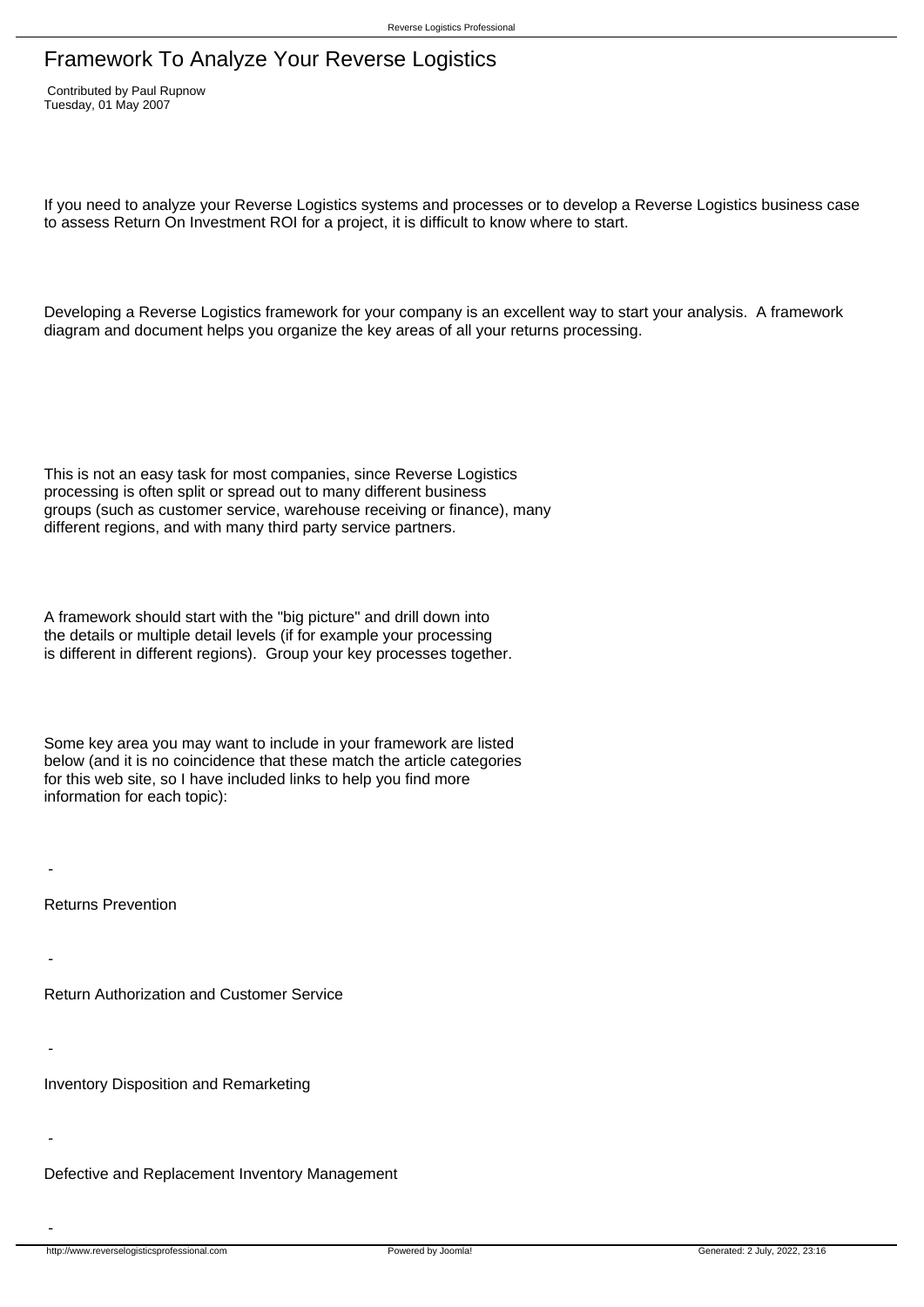# Framework To Analyze Your Reverse Logistics

Contributed by Paul Rupnow
Tuesday, 01 May 2007

If you need to analyze your Reverse Logistics systems and processes or to develop a Reverse Logistics business case to assess Return On Investment ROI for a project, it is difficult to know where to start.

Developing a Reverse Logistics framework for your company is an excellent way to start your analysis. A framework diagram and document helps you organize the key areas of all your returns processing.

This is not an easy task for most companies, since Reverse Logistics processing is often split or spread out to many different business groups (such as customer service, warehouse receiving or finance), many different regions, and with many third party service partners.

A framework should start with the "big picture" and drill down into the details or multiple detail levels (if for example your processing is different in different regions). Group your key processes together.

Some key area you may want to include in your framework are listed below (and it is no coincidence that these match the article categories for this web site, so I have included links to help you find more information for each topic):

- Returns Prevention

- Return Authorization and Customer Service

- Inventory Disposition and Remarketing

- Defective and Replacement Inventory Management

-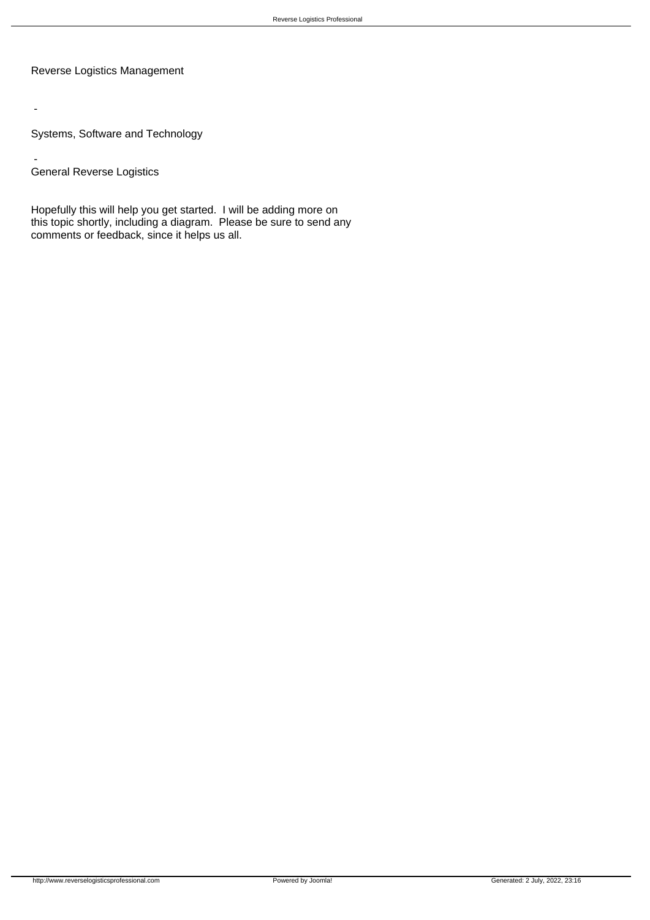Reverse Logistics Management

-

Systems, Software and Technology

-
General Reverse Logistics

Hopefully this will help you get started.  I will be adding more on this topic shortly, including a diagram.  Please be sure to send any comments or feedback, since it helps us all.